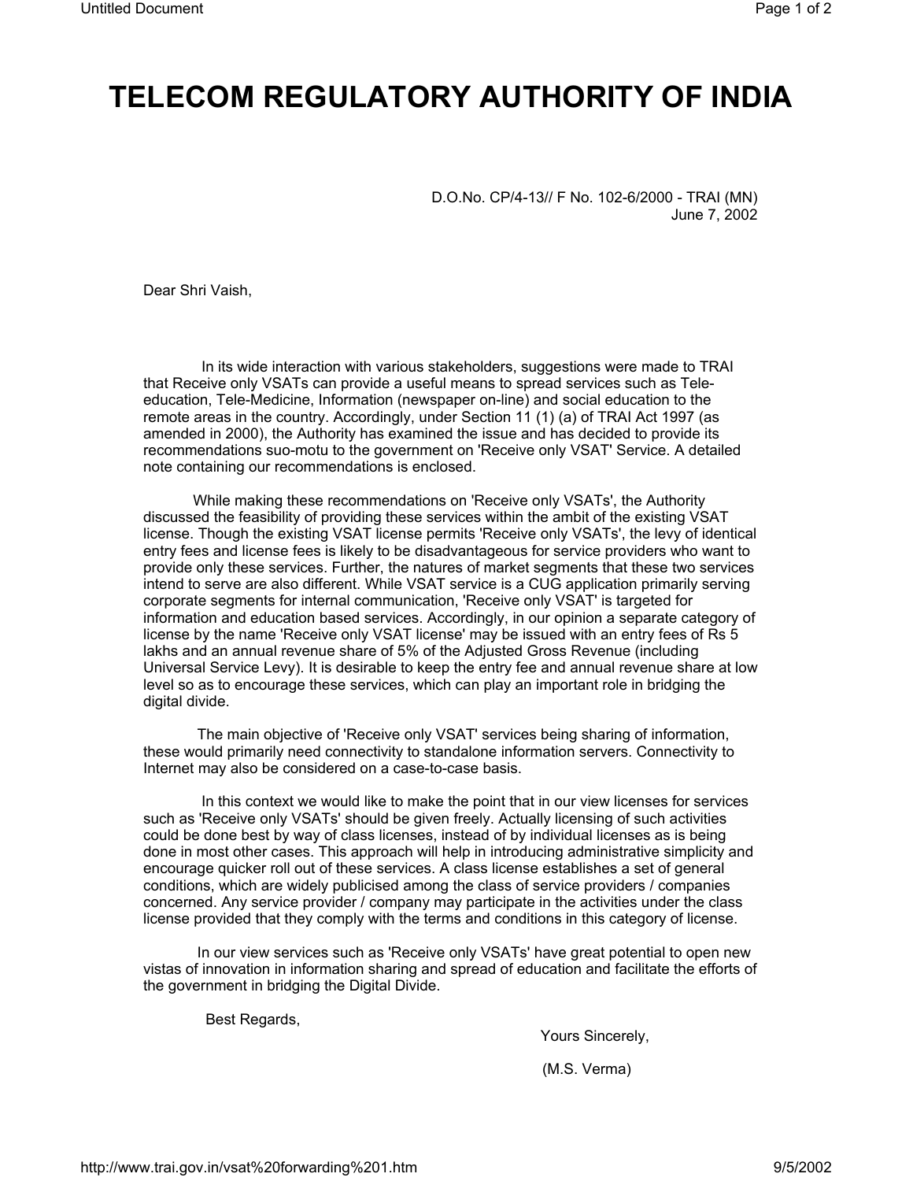# TELECOM REGULATORY AUTHORITY OF INDIA

D.O.No. CP/4-13// F No. 102-6/2000 - TRAI (MN)
June 7, 2002

Dear Shri Vaish,

In its wide interaction with various stakeholders, suggestions were made to TRAI that Receive only VSATs can provide a useful means to spread services such as Tele-education, Tele-Medicine, Information (newspaper on-line) and social education to the remote areas in the country. Accordingly, under Section 11 (1) (a) of TRAI Act 1997 (as amended in 2000), the Authority has examined the issue and has decided to provide its recommendations suo-motu to the government on 'Receive only VSAT' Service. A detailed note containing our recommendations is enclosed.

While making these recommendations on 'Receive only VSATs', the Authority discussed the feasibility of providing these services within the ambit of the existing VSAT license. Though the existing VSAT license permits 'Receive only VSATs', the levy of identical entry fees and license fees is likely to be disadvantageous for service providers who want to provide only these services. Further, the natures of market segments that these two services intend to serve are also different. While VSAT service is a CUG application primarily serving corporate segments for internal communication, 'Receive only VSAT' is targeted for information and education based services. Accordingly, in our opinion a separate category of license by the name 'Receive only VSAT license' may be issued with an entry fees of Rs 5 lakhs and an annual revenue share of 5% of the Adjusted Gross Revenue (including Universal Service Levy). It is desirable to keep the entry fee and annual revenue share at low level so as to encourage these services, which can play an important role in bridging the digital divide.

The main objective of 'Receive only VSAT' services being sharing of information, these would primarily need connectivity to standalone information servers. Connectivity to Internet may also be considered on a case-to-case basis.

In this context we would like to make the point that in our view licenses for services such as 'Receive only VSATs' should be given freely. Actually licensing of such activities could be done best by way of class licenses, instead of by individual licenses as is being done in most other cases. This approach will help in introducing administrative simplicity and encourage quicker roll out of these services. A class license establishes a set of general conditions, which are widely publicised among the class of service providers / companies concerned. Any service provider / company may participate in the activities under the class license provided that they comply with the terms and conditions in this category of license.

In our view services such as 'Receive only VSATs' have great potential to open new vistas of innovation in information sharing and spread of education and facilitate the efforts of the government in bridging the Digital Divide.

Best Regards,

Yours Sincerely,

(M.S. Verma)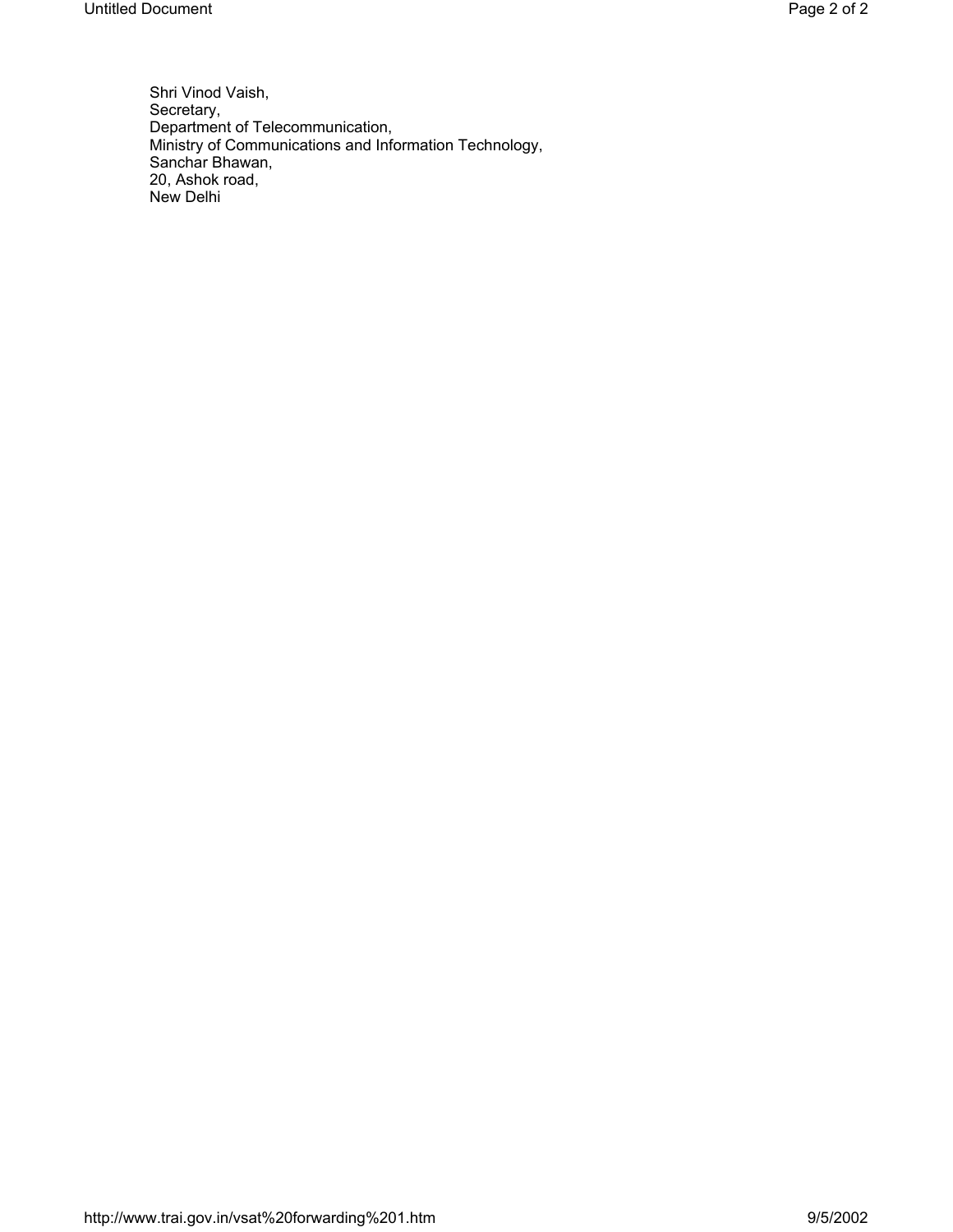Shri Vinod Vaish,  
Secretary,  
Department of Telecommunication,  
Ministry of Communications and Information Technology,  
Sanchar Bhawan,  
20, Ashok road,  
New Delhi